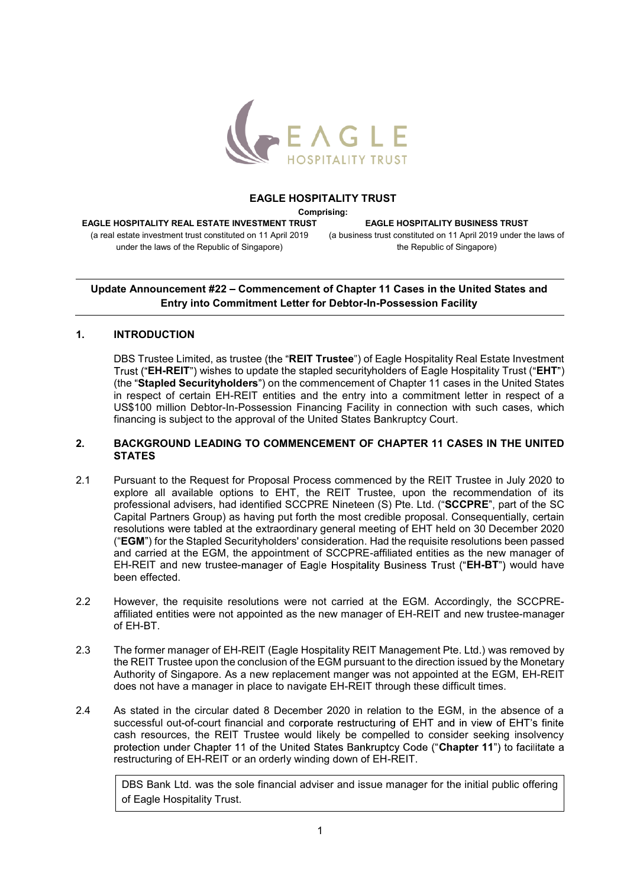# EAGLE HOSPITALITY TRUST

**Comprising:**

**EAGLE HOSPITALITY REAL ESTATE INVESTMENT TRUST**
(a real estate investment trust constituted on 11 April 2019 under the laws of the Republic of Singapore)

**EAGLE HOSPITALITY BUSINESS TRUST**
(a business trust constituted on 11 April 2019 under the laws of the Republic of Singapore)

---

## Update Announcement #22 – Commencement of Chapter 11 Cases in the United States and Entry into Commitment Letter for Debtor-In-Possession Facility

---

### 1. INTRODUCTION

DBS Trustee Limited, as trustee (the "**REIT Trustee**") of Eagle Hospitality Real Estate Investment Trust ("**EH-REIT**") wishes to update the stapled securityholders of Eagle Hospitality Trust ("**EHT**") (the "**Stapled Securityholders**") on the commencement of Chapter 11 cases in the United States in respect of certain EH-REIT entities and the entry into a commitment letter in respect of a US$100 million Debtor-In-Possession Financing Facility in connection with such cases, which financing is subject to the approval of the United States Bankruptcy Court.

### 2. BACKGROUND LEADING TO COMMENCEMENT OF CHAPTER 11 CASES IN THE UNITED STATES

2.1 Pursuant to the Request for Proposal Process commenced by the REIT Trustee in July 2020 to explore all available options to EHT, the REIT Trustee, upon the recommendation of its professional advisers, had identified SCCPRE Nineteen (S) Pte. Ltd. ("**SCCPRE**", part of the SC Capital Partners Group) as having put forth the most credible proposal. Consequentially, certain resolutions were tabled at the extraordinary general meeting of EHT held on 30 December 2020 ("**EGM**") for the Stapled Securityholders' consideration. Had the requisite resolutions been passed and carried at the EGM, the appointment of SCCPRE-affiliated entities as the new manager of EH-REIT and new trustee-manager of Eagle Hospitality Business Trust ("**EH-BT**") would have been effected.

2.2 However, the requisite resolutions were not carried at the EGM. Accordingly, the SCCPRE-affiliated entities were not appointed as the new manager of EH-REIT and new trustee-manager of EH-BT.

2.3 The former manager of EH-REIT (Eagle Hospitality REIT Management Pte. Ltd.) was removed by the REIT Trustee upon the conclusion of the EGM pursuant to the direction issued by the Monetary Authority of Singapore. As a new replacement manger was not appointed at the EGM, EH-REIT does not have a manager in place to navigate EH-REIT through these difficult times.

2.4 As stated in the circular dated 8 December 2020 in relation to the EGM, in the absence of a successful out-of-court financial and corporate restructuring of EHT and in view of EHT's finite cash resources, the REIT Trustee would likely be compelled to consider seeking insolvency protection under Chapter 11 of the United States Bankruptcy Code ("**Chapter 11**") to facilitate a restructuring of EH-REIT or an orderly winding down of EH-REIT.

> DBS Bank Ltd. was the sole financial adviser and issue manager for the initial public offering of Eagle Hospitality Trust.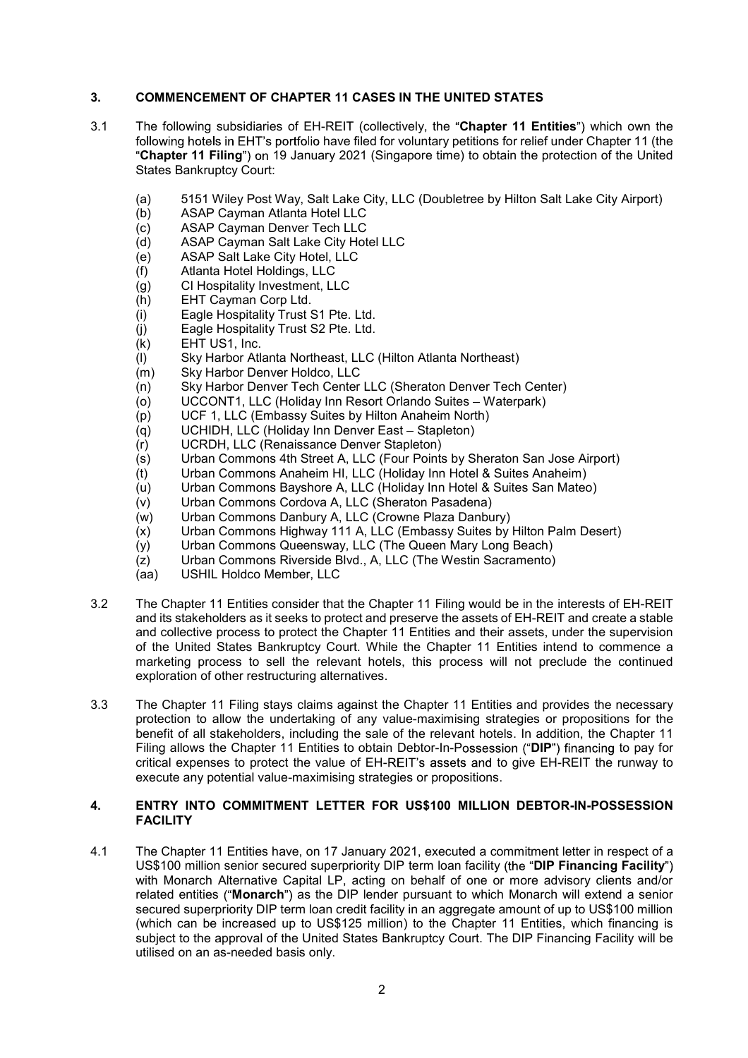## 3. COMMENCEMENT OF CHAPTER 11 CASES IN THE UNITED STATES

3.1 The following subsidiaries of EH-REIT (collectively, the "**Chapter 11 Entities**") which own the following hotels in EHT's portfolio have filed for voluntary petitions for relief under Chapter 11 (the "**Chapter 11 Filing**") on 19 January 2021 (Singapore time) to obtain the protection of the United States Bankruptcy Court:

(a) 5151 Wiley Post Way, Salt Lake City, LLC (Doubletree by Hilton Salt Lake City Airport)
(b) ASAP Cayman Atlanta Hotel LLC
(c) ASAP Cayman Denver Tech LLC
(d) ASAP Cayman Salt Lake City Hotel LLC
(e) ASAP Salt Lake City Hotel, LLC
(f) Atlanta Hotel Holdings, LLC
(g) CI Hospitality Investment, LLC
(h) EHT Cayman Corp Ltd.
(i) Eagle Hospitality Trust S1 Pte. Ltd.
(j) Eagle Hospitality Trust S2 Pte. Ltd.
(k) EHT US1, Inc.
(l) Sky Harbor Atlanta Northeast, LLC (Hilton Atlanta Northeast)
(m) Sky Harbor Denver Holdco, LLC
(n) Sky Harbor Denver Tech Center LLC (Sheraton Denver Tech Center)
(o) UCCONT1, LLC (Holiday Inn Resort Orlando Suites – Waterpark)
(p) UCF 1, LLC (Embassy Suites by Hilton Anaheim North)
(q) UCHIDH, LLC (Holiday Inn Denver East – Stapleton)
(r) UCRDH, LLC (Renaissance Denver Stapleton)
(s) Urban Commons 4th Street A, LLC (Four Points by Sheraton San Jose Airport)
(t) Urban Commons Anaheim HI, LLC (Holiday Inn Hotel & Suites Anaheim)
(u) Urban Commons Bayshore A, LLC (Holiday Inn Hotel & Suites San Mateo)
(v) Urban Commons Cordova A, LLC (Sheraton Pasadena)
(w) Urban Commons Danbury A, LLC (Crowne Plaza Danbury)
(x) Urban Commons Highway 111 A, LLC (Embassy Suites by Hilton Palm Desert)
(y) Urban Commons Queensway, LLC (The Queen Mary Long Beach)
(z) Urban Commons Riverside Blvd., A, LLC (The Westin Sacramento)
(aa) USHIL Holdco Member, LLC

3.2 The Chapter 11 Entities consider that the Chapter 11 Filing would be in the interests of EH-REIT and its stakeholders as it seeks to protect and preserve the assets of EH-REIT and create a stable and collective process to protect the Chapter 11 Entities and their assets, under the supervision of the United States Bankruptcy Court. While the Chapter 11 Entities intend to commence a marketing process to sell the relevant hotels, this process will not preclude the continued exploration of other restructuring alternatives.

3.3 The Chapter 11 Filing stays claims against the Chapter 11 Entities and provides the necessary protection to allow the undertaking of any value-maximising strategies or propositions for the benefit of all stakeholders, including the sale of the relevant hotels. In addition, the Chapter 11 Filing allows the Chapter 11 Entities to obtain Debtor-In-Possession ("**DIP**") financing to pay for critical expenses to protect the value of EH-REIT's assets and to give EH-REIT the runway to execute any potential value-maximising strategies or propositions.

## 4. ENTRY INTO COMMITMENT LETTER FOR US$100 MILLION DEBTOR-IN-POSSESSION FACILITY

4.1 The Chapter 11 Entities have, on 17 January 2021, executed a commitment letter in respect of a US$100 million senior secured superpriority DIP term loan facility (the "**DIP Financing Facility**") with Monarch Alternative Capital LP, acting on behalf of one or more advisory clients and/or related entities ("**Monarch**") as the DIP lender pursuant to which Monarch will extend a senior secured superpriority DIP term loan credit facility in an aggregate amount of up to US$100 million (which can be increased up to US$125 million) to the Chapter 11 Entities, which financing is subject to the approval of the United States Bankruptcy Court. The DIP Financing Facility will be utilised on an as-needed basis only.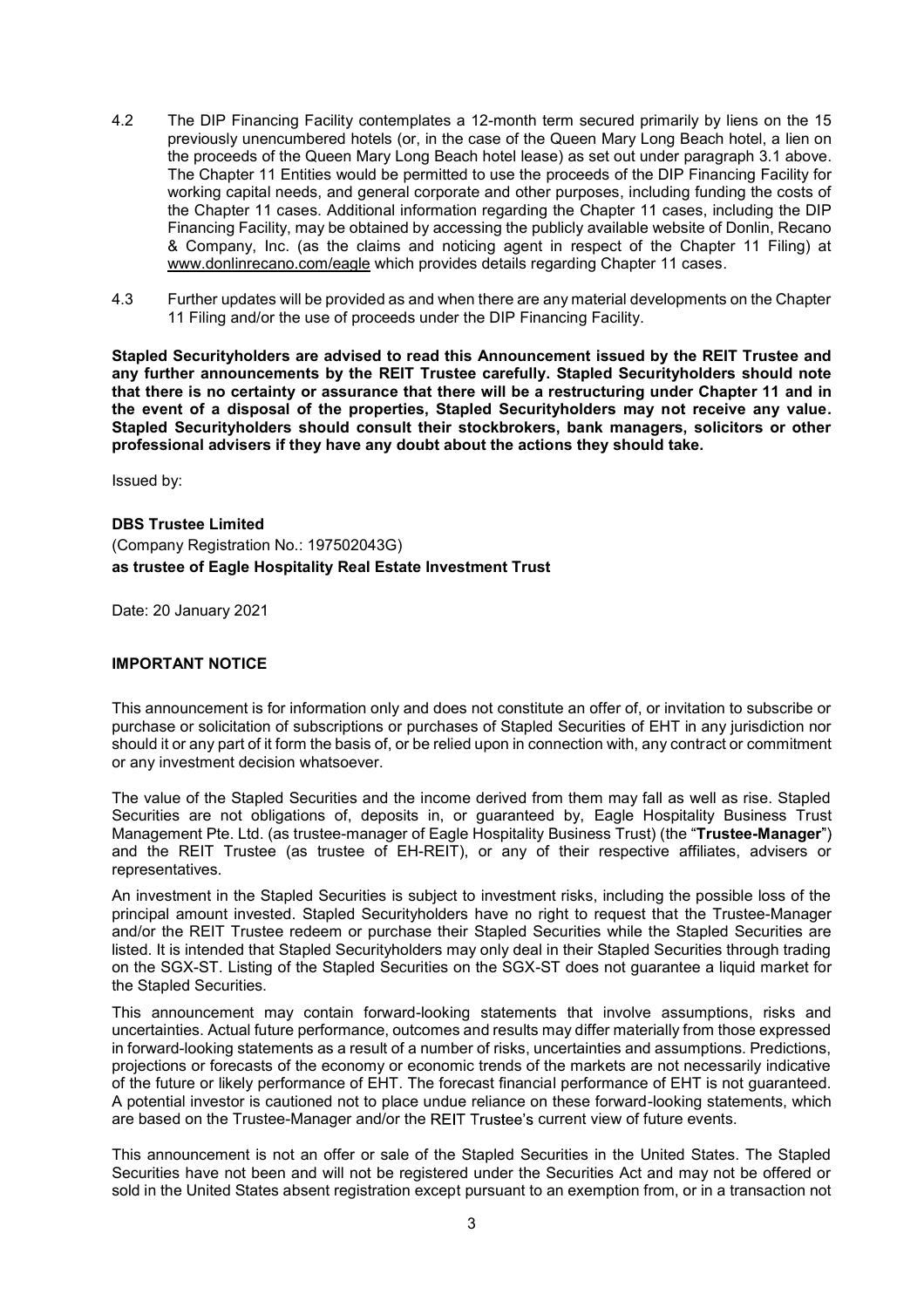4.2 The DIP Financing Facility contemplates a 12-month term secured primarily by liens on the 15 previously unencumbered hotels (or, in the case of the Queen Mary Long Beach hotel, a lien on the proceeds of the Queen Mary Long Beach hotel lease) as set out under paragraph 3.1 above. The Chapter 11 Entities would be permitted to use the proceeds of the DIP Financing Facility for working capital needs, and general corporate and other purposes, including funding the costs of the Chapter 11 cases. Additional information regarding the Chapter 11 cases, including the DIP Financing Facility, may be obtained by accessing the publicly available website of Donlin, Recano & Company, Inc. (as the claims and noticing agent in respect of the Chapter 11 Filing) at www.donlinrecano.com/eagle which provides details regarding Chapter 11 cases.

4.3 Further updates will be provided as and when there are any material developments on the Chapter 11 Filing and/or the use of proceeds under the DIP Financing Facility.

**Stapled Securityholders are advised to read this Announcement issued by the REIT Trustee and any further announcements by the REIT Trustee carefully. Stapled Securityholders should note that there is no certainty or assurance that there will be a restructuring under Chapter 11 and in the event of a disposal of the properties, Stapled Securityholders may not receive any value. Stapled Securityholders should consult their stockbrokers, bank managers, solicitors or other professional advisers if they have any doubt about the actions they should take.**

Issued by:

**DBS Trustee Limited**
(Company Registration No.: 197502043G)
**as trustee of Eagle Hospitality Real Estate Investment Trust**

Date: 20 January 2021

**IMPORTANT NOTICE**

This announcement is for information only and does not constitute an offer of, or invitation to subscribe or purchase or solicitation of subscriptions or purchases of Stapled Securities of EHT in any jurisdiction nor should it or any part of it form the basis of, or be relied upon in connection with, any contract or commitment or any investment decision whatsoever.

The value of the Stapled Securities and the income derived from them may fall as well as rise. Stapled Securities are not obligations of, deposits in, or guaranteed by, Eagle Hospitality Business Trust Management Pte. Ltd. (as trustee-manager of Eagle Hospitality Business Trust) (the "**Trustee-Manager**") and the REIT Trustee (as trustee of EH-REIT), or any of their respective affiliates, advisers or representatives.

An investment in the Stapled Securities is subject to investment risks, including the possible loss of the principal amount invested. Stapled Securityholders have no right to request that the Trustee-Manager and/or the REIT Trustee redeem or purchase their Stapled Securities while the Stapled Securities are listed. It is intended that Stapled Securityholders may only deal in their Stapled Securities through trading on the SGX-ST. Listing of the Stapled Securities on the SGX-ST does not guarantee a liquid market for the Stapled Securities.

This announcement may contain forward-looking statements that involve assumptions, risks and uncertainties. Actual future performance, outcomes and results may differ materially from those expressed in forward-looking statements as a result of a number of risks, uncertainties and assumptions. Predictions, projections or forecasts of the economy or economic trends of the markets are not necessarily indicative of the future or likely performance of EHT. The forecast financial performance of EHT is not guaranteed. A potential investor is cautioned not to place undue reliance on these forward-looking statements, which are based on the Trustee-Manager and/or the REIT Trustee's current view of future events.

This announcement is not an offer or sale of the Stapled Securities in the United States. The Stapled Securities have not been and will not be registered under the Securities Act and may not be offered or sold in the United States absent registration except pursuant to an exemption from, or in a transaction not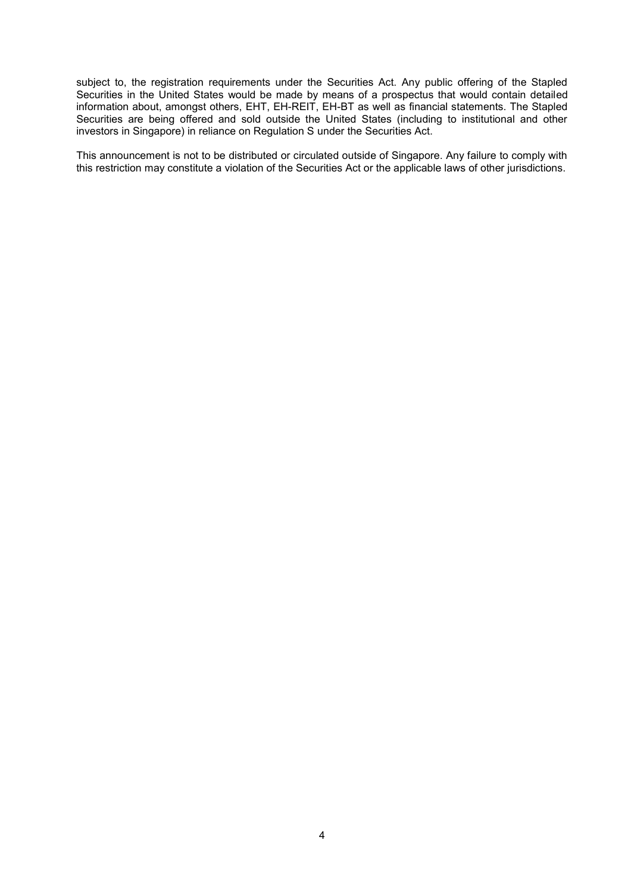subject to, the registration requirements under the Securities Act. Any public offering of the Stapled Securities in the United States would be made by means of a prospectus that would contain detailed information about, amongst others, EHT, EH-REIT, EH-BT as well as financial statements. The Stapled Securities are being offered and sold outside the United States (including to institutional and other investors in Singapore) in reliance on Regulation S under the Securities Act.

This announcement is not to be distributed or circulated outside of Singapore. Any failure to comply with this restriction may constitute a violation of the Securities Act or the applicable laws of other jurisdictions.